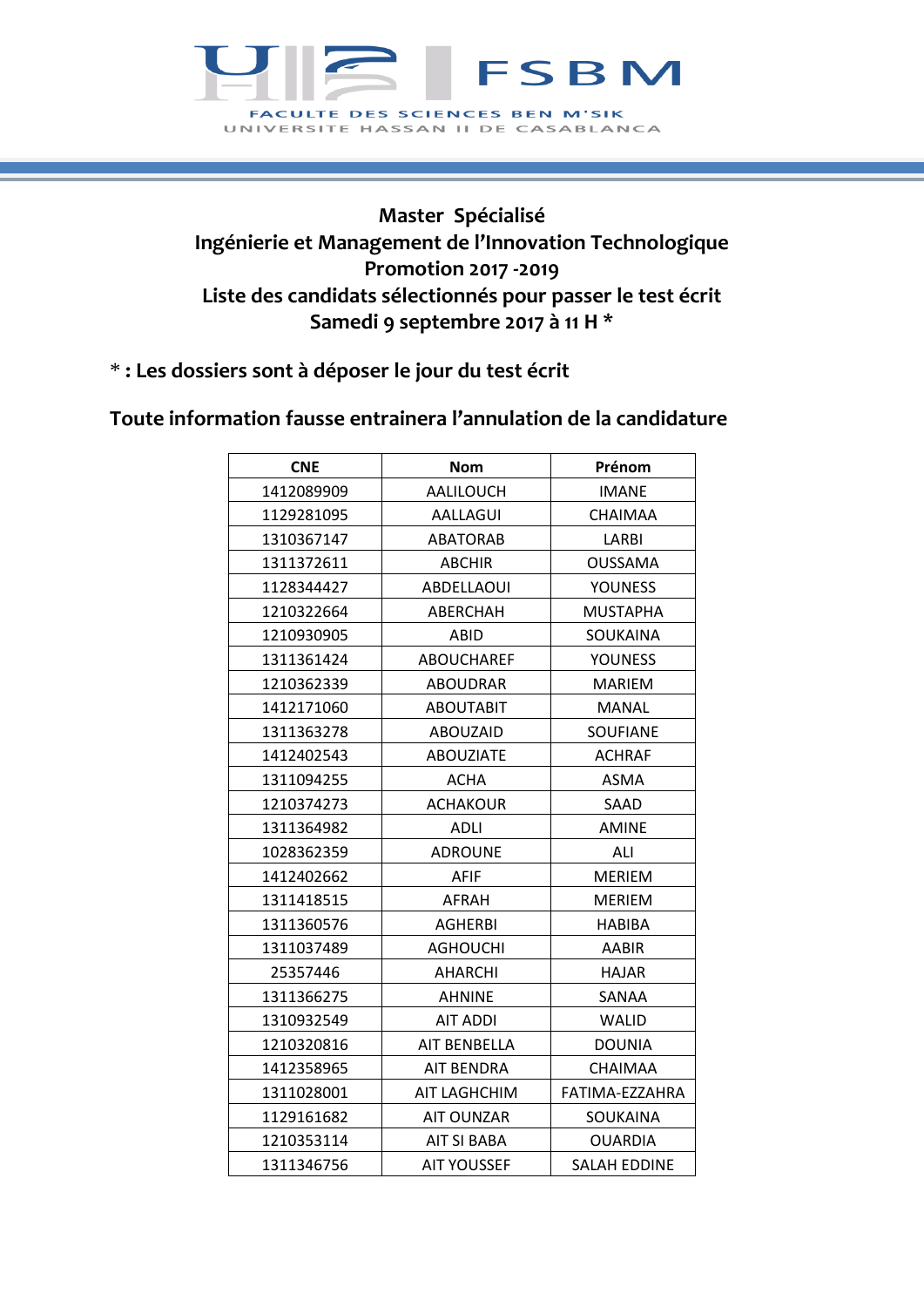FSBM

FACULTE DES SCIENCES BEN M'SIK

UNIVERSITE HASSAN II DE CASABLANCA

# Master Spécialisé
# Ingénierie et Management de l'Innovation Technologique
# Promotion 2017 -2019
# Liste des candidats sélectionnés pour passer le test écrit
# Samedi 9 septembre 2017 à 11 H *

**\* : Les dossiers sont à déposer le jour du test écrit**

**Toute information fausse entrainera l'annulation de la candidature**

| CNE | Nom | Prénom |
|---|---|---|
| 1412089909 | AALILOUCH | IMANE |
| 1129281095 | AALLAGUI | CHAIMAA |
| 1310367147 | ABATORAB | LARBI |
| 1311372611 | ABCHIR | OUSSAMA |
| 1128344427 | ABDELLAOUI | YOUNESS |
| 1210322664 | ABERCHAH | MUSTAPHA |
| 1210930905 | ABID | SOUKAINA |
| 1311361424 | ABOUCHAREF | YOUNESS |
| 1210362339 | ABOUDRAR | MARIEM |
| 1412171060 | ABOUTABIT | MANAL |
| 1311363278 | ABOUZAID | SOUFIANE |
| 1412402543 | ABOUZIATE | ACHRAF |
| 1311094255 | ACHA | ASMA |
| 1210374273 | ACHAKOUR | SAAD |
| 1311364982 | ADLI | AMINE |
| 1028362359 | ADROUNE | ALI |
| 1412402662 | AFIF | MERIEM |
| 1311418515 | AFRAH | MERIEM |
| 1311360576 | AGHERBI | HABIBA |
| 1311037489 | AGHOUCHI | AABIR |
| 25357446 | AHARCHI | HAJAR |
| 1311366275 | AHNINE | SANAA |
| 1310932549 | AIT ADDI | WALID |
| 1210320816 | AIT BENBELLA | DOUNIA |
| 1412358965 | AIT BENDRA | CHAIMAA |
| 1311028001 | AIT LAGHCHIM | FATIMA-EZZAHRA |
| 1129161682 | AIT OUNZAR | SOUKAINA |
| 1210353114 | AIT SI BABA | OUARDIA |
| 1311346756 | AIT YOUSSEF | SALAH EDDINE |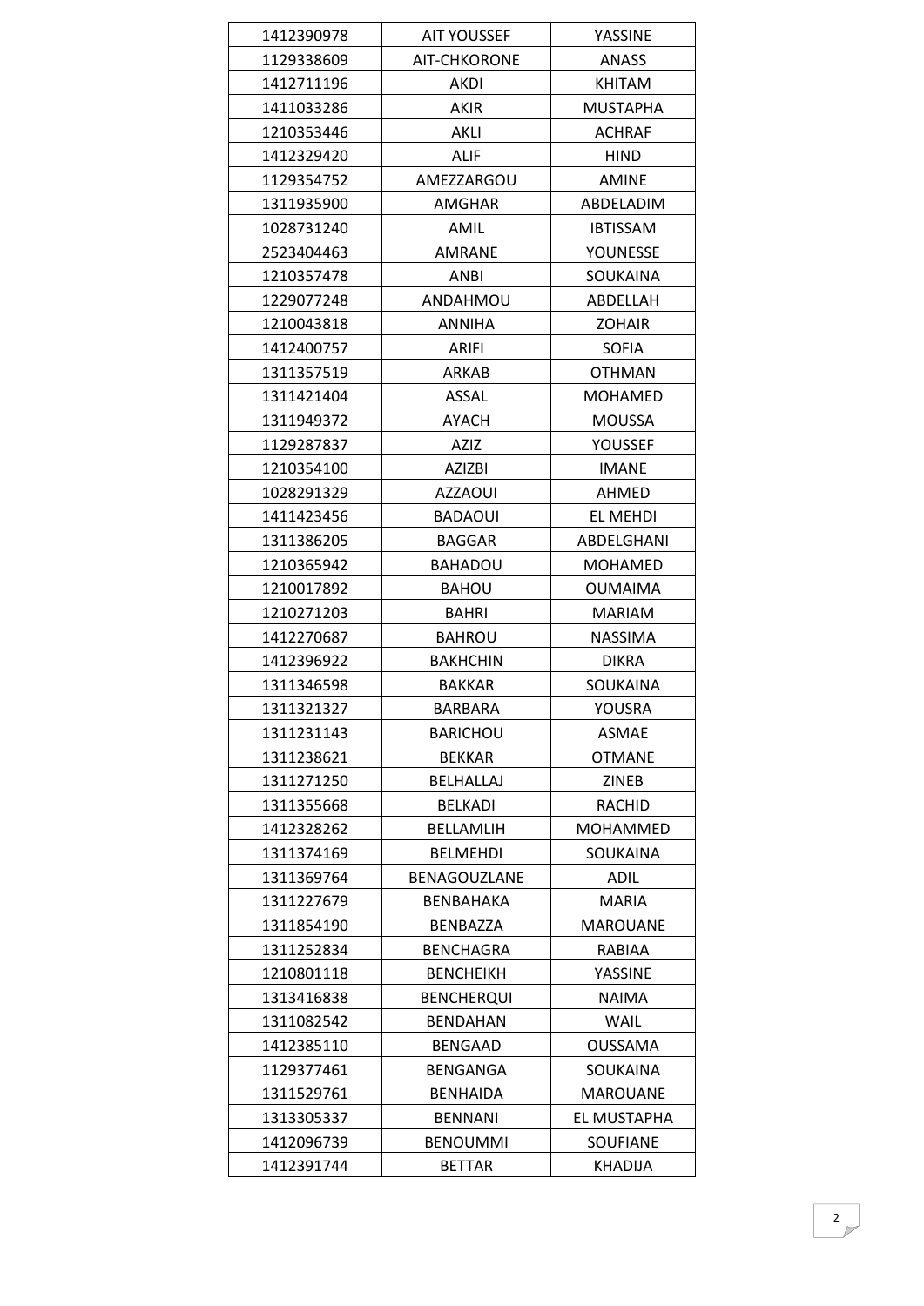| | | |
|---|---|---|
| 1412390978 | AIT YOUSSEF | YASSINE |
| 1129338609 | AIT-CHKORONE | ANASS |
| 1412711196 | AKDI | KHITAM |
| 1411033286 | AKIR | MUSTAPHA |
| 1210353446 | AKLI | ACHRAF |
| 1412329420 | ALIF | HIND |
| 1129354752 | AMEZZARGOU | AMINE |
| 1311935900 | AMGHAR | ABDELADIM |
| 1028731240 | AMIL | IBTISSAM |
| 2523404463 | AMRANE | YOUNESSE |
| 1210357478 | ANBI | SOUKAINA |
| 1229077248 | ANDAHMOU | ABDELLAH |
| 1210043818 | ANNIHA | ZOHAIR |
| 1412400757 | ARIFI | SOFIA |
| 1311357519 | ARKAB | OTHMAN |
| 1311421404 | ASSAL | MOHAMED |
| 1311949372 | AYACH | MOUSSA |
| 1129287837 | AZIZ | YOUSSEF |
| 1210354100 | AZIZBI | IMANE |
| 1028291329 | AZZAOUI | AHMED |
| 1411423456 | BADAOUI | EL MEHDI |
| 1311386205 | BAGGAR | ABDELGHANI |
| 1210365942 | BAHADOU | MOHAMED |
| 1210017892 | BAHOU | OUMAIMA |
| 1210271203 | BAHRI | MARIAM |
| 1412270687 | BAHROU | NASSIMA |
| 1412396922 | BAKHCHIN | DIKRA |
| 1311346598 | BAKKAR | SOUKAINA |
| 1311321327 | BARBARA | YOUSRA |
| 1311231143 | BARICHOU | ASMAE |
| 1311238621 | BEKKAR | OTMANE |
| 1311271250 | BELHALLAJ | ZINEB |
| 1311355668 | BELKADI | RACHID |
| 1412328262 | BELLAMLIH | MOHAMMED |
| 1311374169 | BELMEHDI | SOUKAINA |
| 1311369764 | BENAGOUZLANE | ADIL |
| 1311227679 | BENBAHAKA | MARIA |
| 1311854190 | BENBAZZA | MAROUANE |
| 1311252834 | BENCHAGRA | RABIAA |
| 1210801118 | BENCHEIKH | YASSINE |
| 1313416838 | BENCHERQUI | NAIMA |
| 1311082542 | BENDAHAN | WAIL |
| 1412385110 | BENGAAD | OUSSAMA |
| 1129377461 | BENGANGA | SOUKAINA |
| 1311529761 | BENHAIDA | MAROUANE |
| 1313305337 | BENNANI | EL MUSTAPHA |
| 1412096739 | BENOUMMI | SOUFIANE |
| 1412391744 | BETTAR | KHADIJA |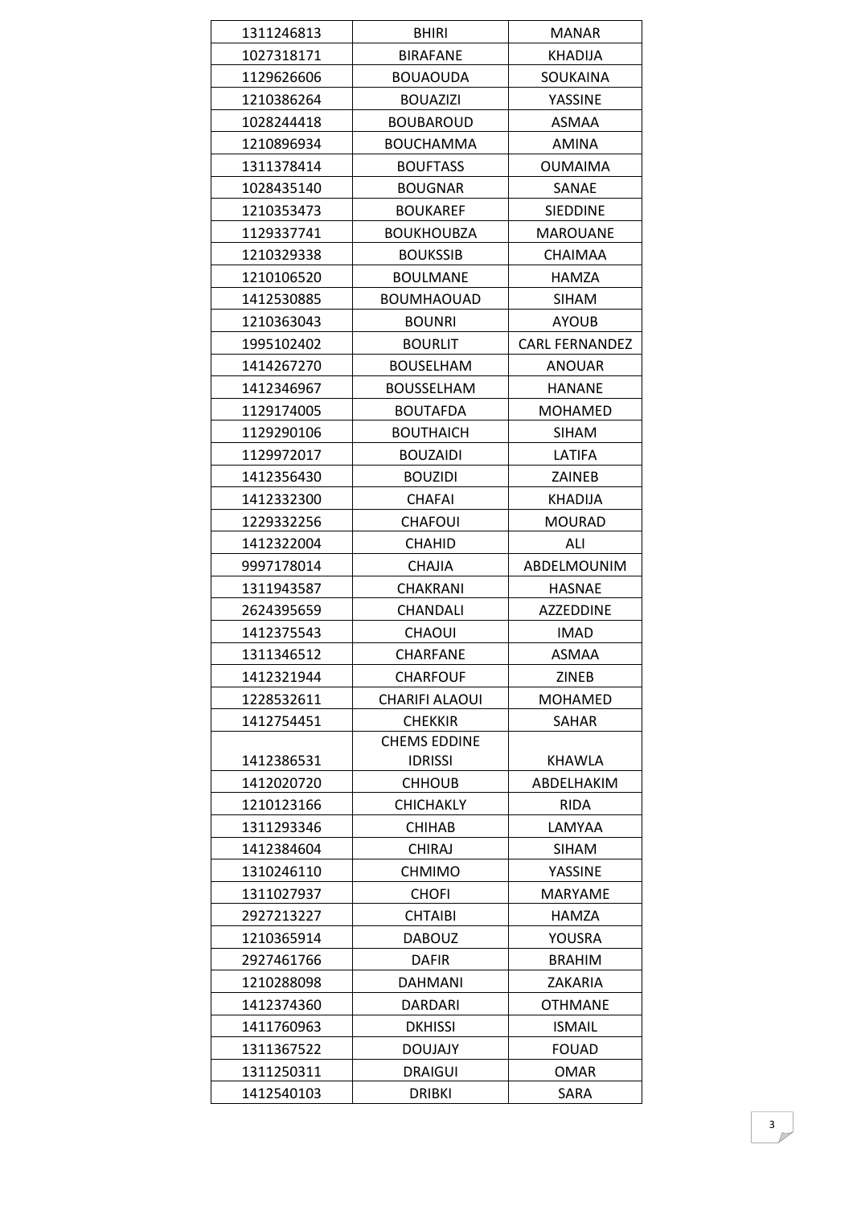| 1311246813 | BHIRI | MANAR |
|---|---|---|
| 1027318171 | BIRAFANE | KHADIJA |
| 1129626606 | BOUAOUDA | SOUKAINA |
| 1210386264 | BOUAZIZI | YASSINE |
| 1028244418 | BOUBAROUD | ASMAA |
| 1210896934 | BOUCHAMMA | AMINA |
| 1311378414 | BOUFTASS | OUMAIMA |
| 1028435140 | BOUGNAR | SANAE |
| 1210353473 | BOUKAREF | SIEDDINE |
| 1129337741 | BOUKHOUBZA | MAROUANE |
| 1210329338 | BOUKSSIB | CHAIMAA |
| 1210106520 | BOULMANE | HAMZA |
| 1412530885 | BOUMHAOUAD | SIHAM |
| 1210363043 | BOUNRI | AYOUB |
| 1995102402 | BOURLIT | CARL FERNANDEZ |
| 1414267270 | BOUSELHAM | ANOUAR |
| 1412346967 | BOUSSELHAM | HANANE |
| 1129174005 | BOUTAFDA | MOHAMED |
| 1129290106 | BOUTHAICH | SIHAM |
| 1129972017 | BOUZAIDI | LATIFA |
| 1412356430 | BOUZIDI | ZAINEB |
| 1412332300 | CHAFAI | KHADIJA |
| 1229332256 | CHAFOUI | MOURAD |
| 1412322004 | CHAHID | ALI |
| 9997178014 | CHAJIA | ABDELMOUNIM |
| 1311943587 | CHAKRANI | HASNAE |
| 2624395659 | CHANDALI | AZZEDDINE |
| 1412375543 | CHAOUI | IMAD |
| 1311346512 | CHARFANE | ASMAA |
| 1412321944 | CHARFOUF | ZINEB |
| 1228532611 | CHARIFI ALAOUI | MOHAMED |
| 1412754451 | CHEKKIR | SAHAR |
| 1412386531 | CHEMS EDDINE IDRISSI | KHAWLA |
| 1412020720 | CHHOUB | ABDELHAKIM |
| 1210123166 | CHICHAKLY | RIDA |
| 1311293346 | CHIHAB | LAMYAA |
| 1412384604 | CHIRAJ | SIHAM |
| 1310246110 | CHMIMO | YASSINE |
| 1311027937 | CHOFI | MARYAME |
| 2927213227 | CHTAIBI | HAMZA |
| 1210365914 | DABOUZ | YOUSRA |
| 2927461766 | DAFIR | BRAHIM |
| 1210288098 | DAHMANI | ZAKARIA |
| 1412374360 | DARDARI | OTHMANE |
| 1411760963 | DKHISSI | ISMAIL |
| 1311367522 | DOUJAJY | FOUAD |
| 1311250311 | DRAIGUI | OMAR |
| 1412540103 | DRIBKI | SARA |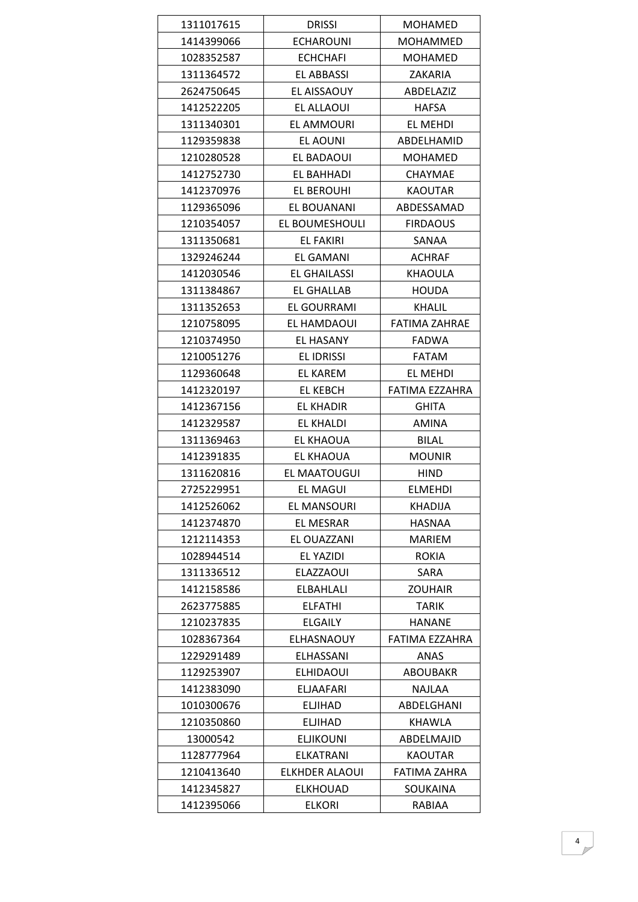| | | |
|---|---|---|
| 1311017615 | DRISSI | MOHAMED |
| 1414399066 | ECHAROUNI | MOHAMMED |
| 1028352587 | ECHCHAFI | MOHAMED |
| 1311364572 | EL ABBASSI | ZAKARIA |
| 2624750645 | EL AISSAOUY | ABDELAZIZ |
| 1412522205 | EL ALLAOUI | HAFSA |
| 1311340301 | EL AMMOURI | EL MEHDI |
| 1129359838 | EL AOUNI | ABDELHAMID |
| 1210280528 | EL BADAOUI | MOHAMED |
| 1412752730 | EL BAHHADI | CHAYMAE |
| 1412370976 | EL BEROUHI | KAOUTAR |
| 1129365096 | EL BOUANANI | ABDESSAMAD |
| 1210354057 | EL BOUMESHOULI | FIRDAOUS |
| 1311350681 | EL FAKIRI | SANAA |
| 1329246244 | EL GAMANI | ACHRAF |
| 1412030546 | EL GHAILASSI | KHAOULA |
| 1311384867 | EL GHALLAB | HOUDA |
| 1311352653 | EL GOURRAMI | KHALIL |
| 1210758095 | EL HAMDAOUI | FATIMA ZAHRAE |
| 1210374950 | EL HASANY | FADWA |
| 1210051276 | EL IDRISSI | FATAM |
| 1129360648 | EL KAREM | EL MEHDI |
| 1412320197 | EL KEBCH | FATIMA EZZAHRA |
| 1412367156 | EL KHADIR | GHITA |
| 1412329587 | EL KHALDI | AMINA |
| 1311369463 | EL KHAOUA | BILAL |
| 1412391835 | EL KHAOUA | MOUNIR |
| 1311620816 | EL MAATOUGUI | HIND |
| 2725229951 | EL MAGUI | ELMEHDI |
| 1412526062 | EL MANSOURI | KHADIJA |
| 1412374870 | EL MESRAR | HASNAA |
| 1212114353 | EL OUAZZANI | MARIEM |
| 1028944514 | EL YAZIDI | ROKIA |
| 1311336512 | ELAZZAOUI | SARA |
| 1412158586 | ELBAHLALI | ZOUHAIR |
| 2623775885 | ELFATHI | TARIK |
| 1210237835 | ELGAILY | HANANE |
| 1028367364 | ELHASNAOUY | FATIMA EZZAHRA |
| 1229291489 | ELHASSANI | ANAS |
| 1129253907 | ELHIDAOUI | ABOUBAKR |
| 1412383090 | ELJAAFARI | NAJLAA |
| 1010300676 | ELJIHAD | ABDELGHANI |
| 1210350860 | ELJIHAD | KHAWLA |
| 13000542 | ELJIKOUNI | ABDELMAJID |
| 1128777964 | ELKATRANI | KAOUTAR |
| 1210413640 | ELKHDER ALAOUI | FATIMA ZAHRA |
| 1412345827 | ELKHOUAD | SOUKAINA |
| 1412395066 | ELKORI | RABIAA |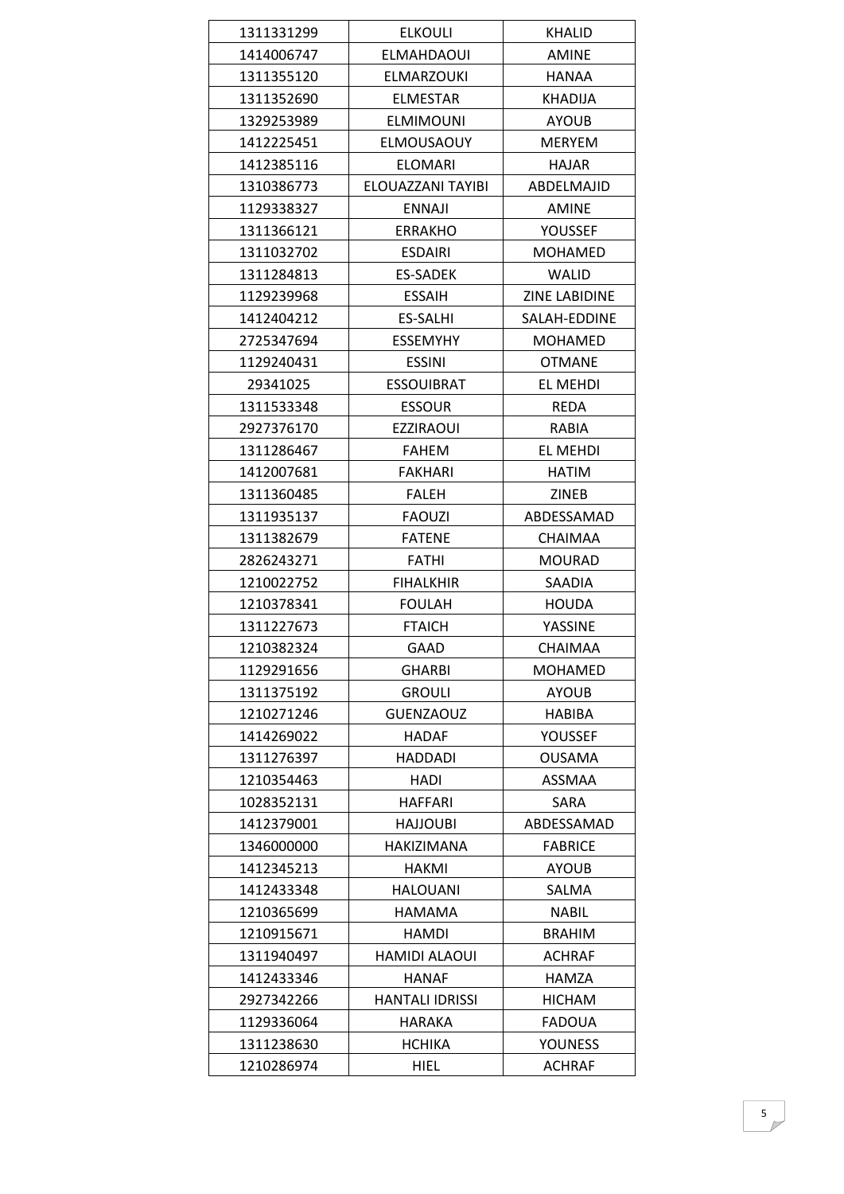| 1311331299 | ELKOULI | KHALID |
|---|---|---|
| 1414006747 | ELMAHDAOUI | AMINE |
| 1311355120 | ELMARZOUKI | HANAA |
| 1311352690 | ELMESTAR | KHADIJA |
| 1329253989 | ELMIMOUNI | AYOUB |
| 1412225451 | ELMOUSAOUY | MERYEM |
| 1412385116 | ELOMARI | HAJAR |
| 1310386773 | ELOUAZZANI TAYIBI | ABDELMAJID |
| 1129338327 | ENNAJI | AMINE |
| 1311366121 | ERRAKHO | YOUSSEF |
| 1311032702 | ESDAIRI | MOHAMED |
| 1311284813 | ES-SADEK | WALID |
| 1129239968 | ESSAIH | ZINE LABIDINE |
| 1412404212 | ES-SALHI | SALAH-EDDINE |
| 2725347694 | ESSEMYHY | MOHAMED |
| 1129240431 | ESSINI | OTMANE |
| 29341025 | ESSOUIBRAT | EL MEHDI |
| 1311533348 | ESSOUR | REDA |
| 2927376170 | EZZIRAOUI | RABIA |
| 1311286467 | FAHEM | EL MEHDI |
| 1412007681 | FAKHARI | HATIM |
| 1311360485 | FALEH | ZINEB |
| 1311935137 | FAOUZI | ABDESSAMAD |
| 1311382679 | FATENE | CHAIMAA |
| 2826243271 | FATHI | MOURAD |
| 1210022752 | FIHALKHIR | SAADIA |
| 1210378341 | FOULAH | HOUDA |
| 1311227673 | FTAICH | YASSINE |
| 1210382324 | GAAD | CHAIMAA |
| 1129291656 | GHARBI | MOHAMED |
| 1311375192 | GROULI | AYOUB |
| 1210271246 | GUENZAOUZ | HABIBA |
| 1414269022 | HADAF | YOUSSEF |
| 1311276397 | HADDADI | OUSAMA |
| 1210354463 | HADI | ASSMAA |
| 1028352131 | HAFFARI | SARA |
| 1412379001 | HAJJOUBI | ABDESSAMAD |
| 1346000000 | HAKIZIMANA | FABRICE |
| 1412345213 | HAKMI | AYOUB |
| 1412433348 | HALOUANI | SALMA |
| 1210365699 | HAMAMA | NABIL |
| 1210915671 | HAMDI | BRAHIM |
| 1311940497 | HAMIDI ALAOUI | ACHRAF |
| 1412433346 | HANAF | HAMZA |
| 2927342266 | HANTALI IDRISSI | HICHAM |
| 1129336064 | HARAKA | FADOUA |
| 1311238630 | HCHIKA | YOUNESS |
| 1210286974 | HIEL | ACHRAF |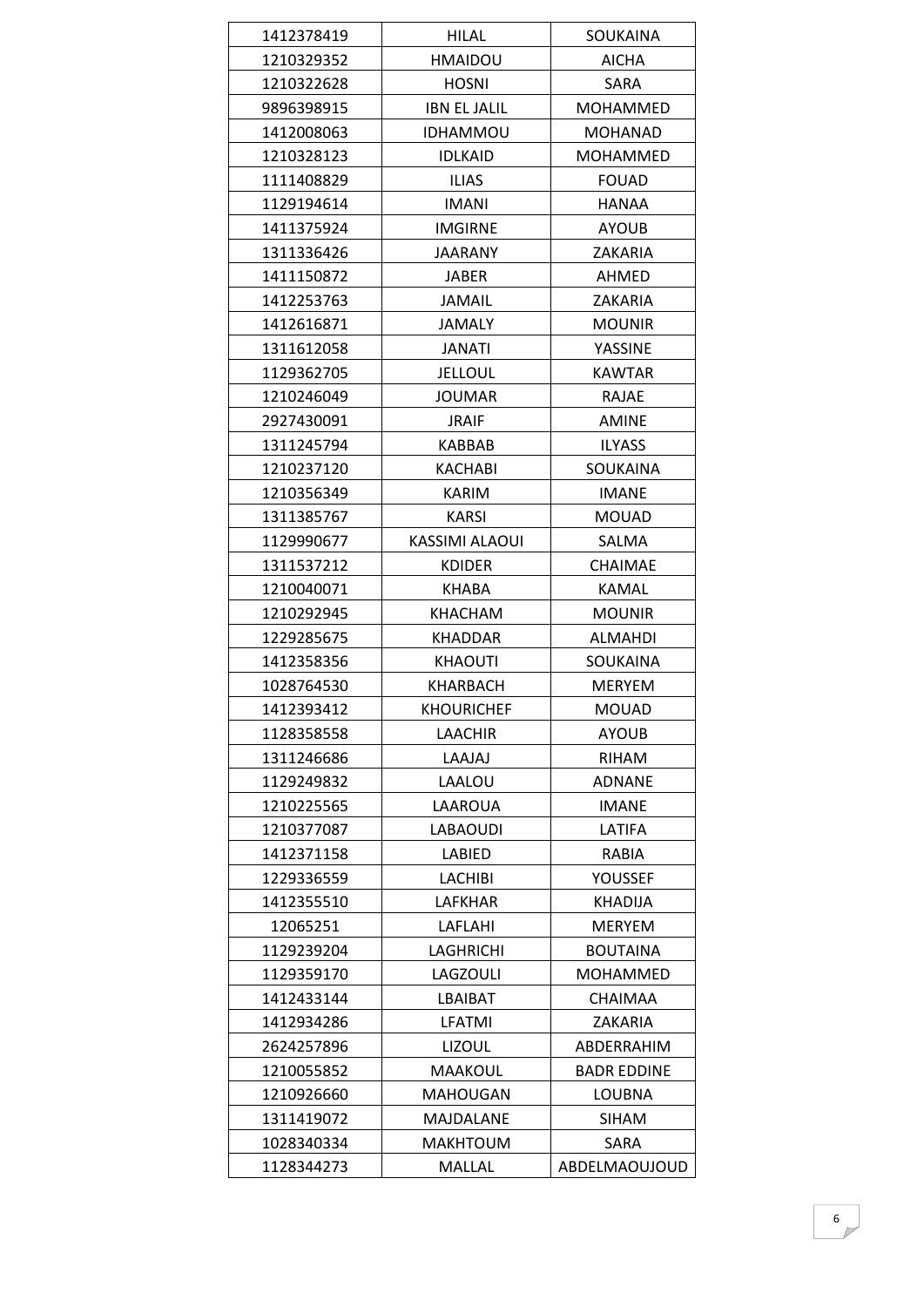| | | |
|---|---|---|
| 1412378419 | HILAL | SOUKAINA |
| 1210329352 | HMAIDOU | AICHA |
| 1210322628 | HOSNI | SARA |
| 9896398915 | IBN EL JALIL | MOHAMMED |
| 1412008063 | IDHAMMOU | MOHANAD |
| 1210328123 | IDLKAID | MOHAMMED |
| 1111408829 | ILIAS | FOUAD |
| 1129194614 | IMANI | HANAA |
| 1411375924 | IMGIRNE | AYOUB |
| 1311336426 | JAARANY | ZAKARIA |
| 1411150872 | JABER | AHMED |
| 1412253763 | JAMAIL | ZAKARIA |
| 1412616871 | JAMALY | MOUNIR |
| 1311612058 | JANATI | YASSINE |
| 1129362705 | JELLOUL | KAWTAR |
| 1210246049 | JOUMAR | RAJAE |
| 2927430091 | JRAIF | AMINE |
| 1311245794 | KABBAB | ILYASS |
| 1210237120 | KACHABI | SOUKAINA |
| 1210356349 | KARIM | IMANE |
| 1311385767 | KARSI | MOUAD |
| 1129990677 | KASSIMI ALAOUI | SALMA |
| 1311537212 | KDIDER | CHAIMAE |
| 1210040071 | KHABA | KAMAL |
| 1210292945 | KHACHAM | MOUNIR |
| 1229285675 | KHADDAR | ALMAHDI |
| 1412358356 | KHAOUTI | SOUKAINA |
| 1028764530 | KHARBACH | MERYEM |
| 1412393412 | KHOURICHEF | MOUAD |
| 1128358558 | LAACHIR | AYOUB |
| 1311246686 | LAAJAJ | RIHAM |
| 1129249832 | LAALOU | ADNANE |
| 1210225565 | LAAROUA | IMANE |
| 1210377087 | LABAOUDI | LATIFA |
| 1412371158 | LABIED | RABIA |
| 1229336559 | LACHIBI | YOUSSEF |
| 1412355510 | LAFKHAR | KHADIJA |
| 12065251 | LAFLAHI | MERYEM |
| 1129239204 | LAGHRICHI | BOUTAINA |
| 1129359170 | LAGZOULI | MOHAMMED |
| 1412433144 | LBAIBAT | CHAIMAA |
| 1412934286 | LFATMI | ZAKARIA |
| 2624257896 | LIZOUL | ABDERRAHIM |
| 1210055852 | MAAKOUL | BADR EDDINE |
| 1210926660 | MAHOUGAN | LOUBNA |
| 1311419072 | MAJDALANE | SIHAM |
| 1028340334 | MAKHTOUM | SARA |
| 1128344273 | MALLAL | ABDELMAOUJOUD |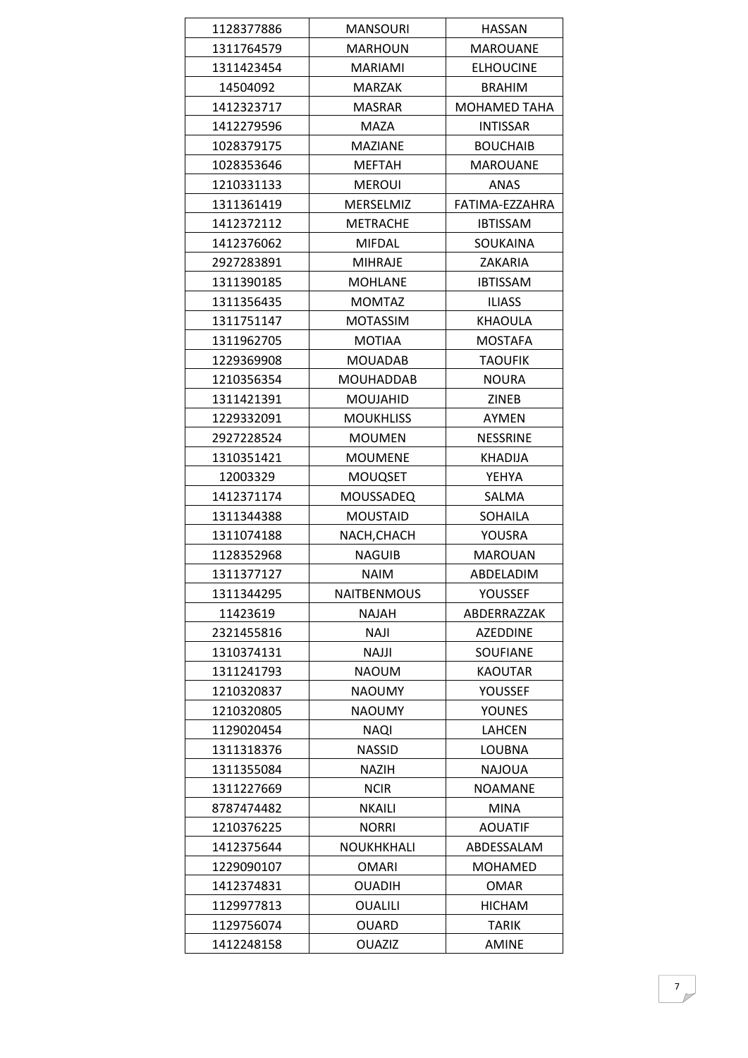| | | |
|---|---|---|
| 1128377886 | MANSOURI | HASSAN |
| 1311764579 | MARHOUN | MAROUANE |
| 1311423454 | MARIAMI | ELHOUCINE |
| 14504092 | MARZAK | BRAHIM |
| 1412323717 | MASRAR | MOHAMED TAHA |
| 1412279596 | MAZA | INTISSAR |
| 1028379175 | MAZIANE | BOUCHAIB |
| 1028353646 | MEFTAH | MAROUANE |
| 1210331133 | MEROUI | ANAS |
| 1311361419 | MERSELMIZ | FATIMA-EZZAHRA |
| 1412372112 | METRACHE | IBTISSAM |
| 1412376062 | MIFDAL | SOUKAINA |
| 2927283891 | MIHRAJE | ZAKARIA |
| 1311390185 | MOHLANE | IBTISSAM |
| 1311356435 | MOMTAZ | ILIASS |
| 1311751147 | MOTASSIM | KHAOULA |
| 1311962705 | MOTIAA | MOSTAFA |
| 1229369908 | MOUADAB | TAOUFIK |
| 1210356354 | MOUHADDAB | NOURA |
| 1311421391 | MOUJAHID | ZINEB |
| 1229332091 | MOUKHLISS | AYMEN |
| 2927228524 | MOUMEN | NESSRINE |
| 1310351421 | MOUMENE | KHADIJA |
| 12003329 | MOUQSET | YEHYA |
| 1412371174 | MOUSSADEQ | SALMA |
| 1311344388 | MOUSTAID | SOHAILA |
| 1311074188 | NACH,CHACH | YOUSRA |
| 1128352968 | NAGUIB | MAROUAN |
| 1311377127 | NAIM | ABDELADIM |
| 1311344295 | NAITBENMOUS | YOUSSEF |
| 11423619 | NAJAH | ABDERRAZZAK |
| 2321455816 | NAJI | AZEDDINE |
| 1310374131 | NAJJI | SOUFIANE |
| 1311241793 | NAOUM | KAOUTAR |
| 1210320837 | NAOUMY | YOUSSEF |
| 1210320805 | NAOUMY | YOUNES |
| 1129020454 | NAQI | LAHCEN |
| 1311318376 | NASSID | LOUBNA |
| 1311355084 | NAZIH | NAJOUA |
| 1311227669 | NCIR | NOAMANE |
| 8787474482 | NKAILI | MINA |
| 1210376225 | NORRI | AOUATIF |
| 1412375644 | NOUKHKHALI | ABDESSALAM |
| 1229090107 | OMARI | MOHAMED |
| 1412374831 | OUADIH | OMAR |
| 1129977813 | OUALILI | HICHAM |
| 1129756074 | OUARD | TARIK |
| 1412248158 | OUAZIZ | AMINE |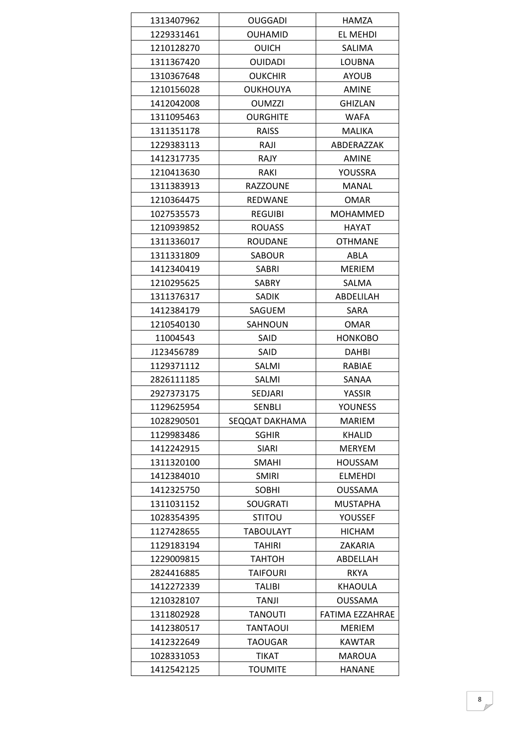| 1313407962 | OUGGADI | HAMZA |
|---|---|---|
| 1229331461 | OUHAMID | EL MEHDI |
| 1210128270 | OUICH | SALIMA |
| 1311367420 | OUIDADI | LOUBNA |
| 1310367648 | OUKCHIR | AYOUB |
| 1210156028 | OUKHOUYA | AMINE |
| 1412042008 | OUMZZI | GHIZLAN |
| 1311095463 | OURGHITE | WAFA |
| 1311351178 | RAISS | MALIKA |
| 1229383113 | RAJI | ABDERAZZAK |
| 1412317735 | RAJY | AMINE |
| 1210413630 | RAKI | YOUSSRA |
| 1311383913 | RAZZOUNE | MANAL |
| 1210364475 | REDWANE | OMAR |
| 1027535573 | REGUIBI | MOHAMMED |
| 1210939852 | ROUASS | HAYAT |
| 1311336017 | ROUDANE | OTHMANE |
| 1311331809 | SABOUR | ABLA |
| 1412340419 | SABRI | MERIEM |
| 1210295625 | SABRY | SALMA |
| 1311376317 | SADIK | ABDELILAH |
| 1412384179 | SAGUEM | SARA |
| 1210540130 | SAHNOUN | OMAR |
| 11004543 | SAID | HONKOBO |
| J123456789 | SAID | DAHBI |
| 1129371112 | SALMI | RABIAE |
| 2826111185 | SALMI | SANAA |
| 2927373175 | SEDJARI | YASSIR |
| 1129625954 | SENBLI | YOUNESS |
| 1028290501 | SEQQAT DAKHAMA | MARIEM |
| 1129983486 | SGHIR | KHALID |
| 1412242915 | SIARI | MERYEM |
| 1311320100 | SMAHI | HOUSSAM |
| 1412384010 | SMIRI | ELMEHDI |
| 1412325750 | SOBHI | OUSSAMA |
| 1311031152 | SOUGRATI | MUSTAPHA |
| 1028354395 | STITOU | YOUSSEF |
| 1127428655 | TABOULAYT | HICHAM |
| 1129183194 | TAHIRI | ZAKARIA |
| 1229009815 | TAHTOH | ABDELLAH |
| 2824416885 | TAIFOURI | RKYA |
| 1412272339 | TALIBI | KHAOULA |
| 1210328107 | TANJI | OUSSAMA |
| 1311802928 | TANOUTI | FATIMA EZZAHRAE |
| 1412380517 | TANTAOUI | MERIEM |
| 1412322649 | TAOUGAR | KAWTAR |
| 1028331053 | TIKAT | MAROUA |
| 1412542125 | TOUMITE | HANANE |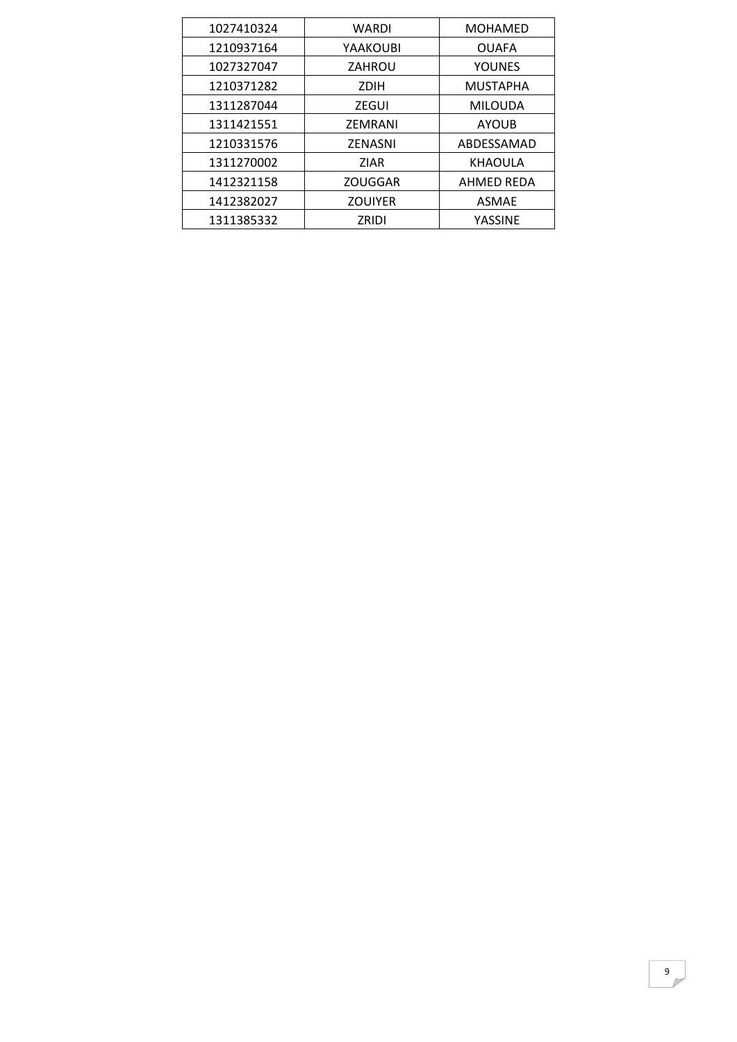| | | |
|---|---|---|
| 1027410324 | WARDI | MOHAMED |
| 1210937164 | YAAKOUBI | OUAFA |
| 1027327047 | ZAHROU | YOUNES |
| 1210371282 | ZDIH | MUSTAPHA |
| 1311287044 | ZEGUI | MILOUDA |
| 1311421551 | ZEMRANI | AYOUB |
| 1210331576 | ZENASNI | ABDESSAMAD |
| 1311270002 | ZIAR | KHAOULA |
| 1412321158 | ZOUGGAR | AHMED REDA |
| 1412382027 | ZOUIYER | ASMAE |
| 1311385332 | ZRIDI | YASSINE |